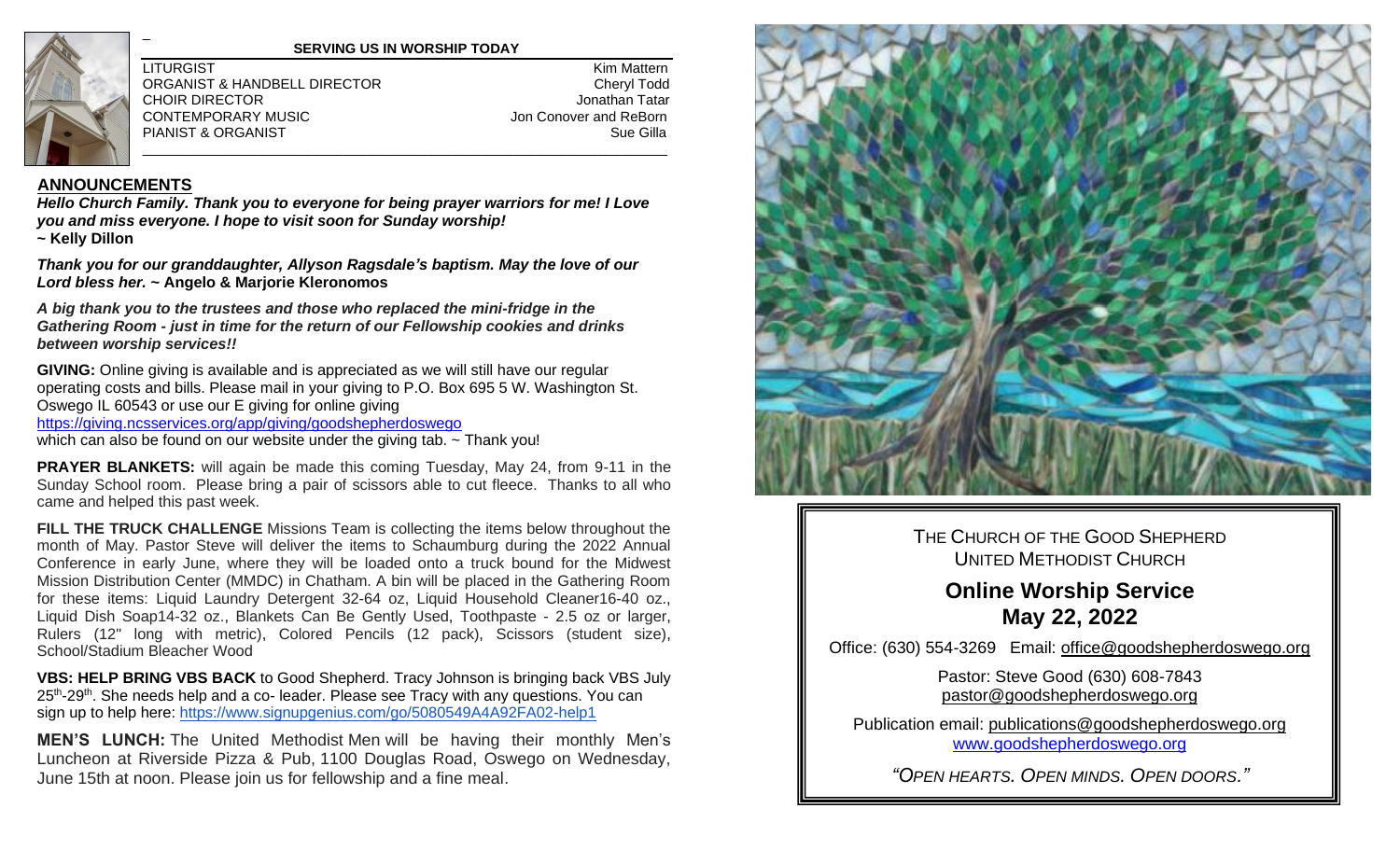**SERVING US IN WORSHIP TODAY**

| | |
|---|---|
| LITURGIST | Kim Mattern |
| ORGANIST & HANDBELL DIRECTOR | Cheryl Todd |
| CHOIR DIRECTOR | Jonathan Tatar |
| CONTEMPORARY MUSIC | Jon Conover and ReBorn |
| PIANIST & ORGANIST | Sue Gilla |

## ANNOUNCEMENTS

***Hello Church Family. Thank you to everyone for being prayer warriors for me! I Love you and miss everyone. I hope to visit soon for Sunday worship!***
**~ Kelly Dillon**

***Thank you for our granddaughter, Allyson Ragsdale's baptism. May the love of our Lord bless her.*** **~ Angelo & Marjorie Kleronomos**

***A big thank you to the trustees and those who replaced the mini-fridge in the Gathering Room - just in time for the return of our Fellowship cookies and drinks between worship services!!***

**GIVING:** Online giving is available and is appreciated as we will still have our regular operating costs and bills. Please mail in your giving to P.O. Box 695 5 W. Washington St. Oswego IL 60543 or use our E giving for online giving
https://giving.ncsservices.org/app/giving/goodshepherdoswego
which can also be found on our website under the giving tab. ~ Thank you!

**PRAYER BLANKETS:** will again be made this coming Tuesday, May 24, from 9-11 in the Sunday School room. Please bring a pair of scissors able to cut fleece. Thanks to all who came and helped this past week.

**FILL THE TRUCK CHALLENGE** Missions Team is collecting the items below throughout the month of May. Pastor Steve will deliver the items to Schaumburg during the 2022 Annual Conference in early June, where they will be loaded onto a truck bound for the Midwest Mission Distribution Center (MMDC) in Chatham. A bin will be placed in the Gathering Room for these items: Liquid Laundry Detergent 32-64 oz, Liquid Household Cleaner16-40 oz., Liquid Dish Soap14-32 oz., Blankets Can Be Gently Used, Toothpaste - 2.5 oz or larger, Rulers (12" long with metric), Colored Pencils (12 pack), Scissors (student size), School/Stadium Bleacher Wood

**VBS: HELP BRING VBS BACK** to Good Shepherd. Tracy Johnson is bringing back VBS July 25th-29th. She needs help and a co- leader. Please see Tracy with any questions. You can sign up to help here: https://www.signupgenius.com/go/5080549A4A92FA02-help1

**MEN'S LUNCH:** The United Methodist Men will be having their monthly Men's Luncheon at Riverside Pizza & Pub, 1100 Douglas Road, Oswego on Wednesday, June 15th at noon. Please join us for fellowship and a fine meal.

THE CHURCH OF THE GOOD SHEPHERD
UNITED METHODIST CHURCH

# Online Worship Service
# May 22, 2022

Office: (630) 554-3269 Email: office@goodshepherdoswego.org

Pastor: Steve Good (630) 608-7843
pastor@goodshepherdoswego.org

Publication email: publications@goodshepherdoswego.org
www.goodshepherdoswego.org

*"OPEN HEARTS. OPEN MINDS. OPEN DOORS."*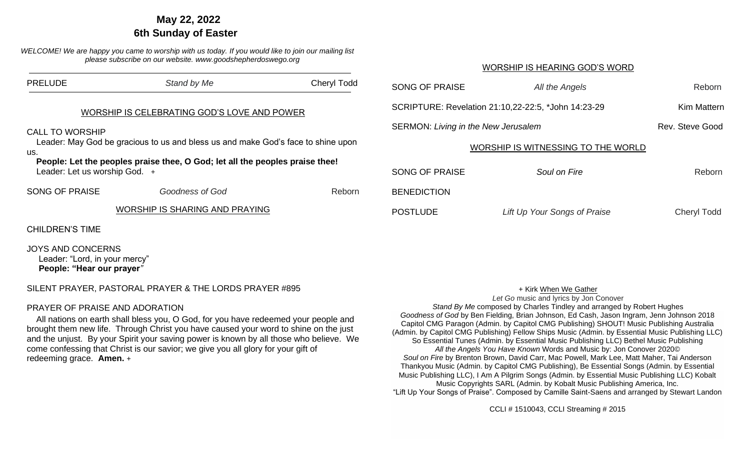# May 22, 2022
# 6th Sunday of Easter

*WELCOME! We are happy you came to worship with us today. If you would like to join our mailing list please subscribe on our website. www.goodshepherdoswego.org*

---

PRELUDE — *Stand by Me* — Cheryl Todd

---

## WORSHIP IS CELEBRATING GOD'S LOVE AND POWER

CALL TO WORSHIP

Leader: May God be gracious to us and bless us and make God's face to shine upon us.

**People: Let the peoples praise thee, O God; let all the peoples praise thee!**

Leader: Let us worship God. +

SONG OF PRAISE — *Goodness of God* — Reborn

## WORSHIP IS SHARING AND PRAYING

CHILDREN'S TIME

JOYS AND CONCERNS

Leader: "Lord, in your mercy"

**People: "Hear our prayer"**

SILENT PRAYER, PASTORAL PRAYER & THE LORDS PRAYER #895

PRAYER OF PRAISE AND ADORATION

All nations on earth shall bless you, O God, for you have redeemed your people and brought them new life. Through Christ you have caused your word to shine on the just and the unjust. By your Spirit your saving power is known by all those who believe. We come confessing that Christ is our savior; we give you all glory for your gift of redeeming grace. **Amen.** +

## WORSHIP IS HEARING GOD'S WORD

SONG OF PRAISE — *All the Angels* — Reborn

SCRIPTURE: Revelation 21:10,22-22:5, *John 14:23-29 — Kim Mattern

SERMON: *Living in the New Jerusalem* — Rev. Steve Good

## WORSHIP IS WITNESSING TO THE WORLD

SONG OF PRAISE — *Soul on Fire* — Reborn

BENEDICTION

POSTLUDE — *Lift Up Your Songs of Praise* — Cheryl Todd

---

+ Kirk When We Gather

*Let Go* music and lyrics by Jon Conover

*Stand By Me* composed by Charles Tindley and arranged by Robert Hughes

*Goodness of God* by Ben Fielding, Brian Johnson, Ed Cash, Jason Ingram, Jenn Johnson 2018 Capitol CMG Paragon (Admin. by Capitol CMG Publishing) SHOUT! Music Publishing Australia (Admin. by Capitol CMG Publishing) Fellow Ships Music (Admin. by Essential Music Publishing LLC) So Essential Tunes (Admin. by Essential Music Publishing LLC) Bethel Music Publishing

*All the Angels You Have Known* Words and Music by: Jon Conover 2020©

*Soul on Fire* by Brenton Brown, David Carr, Mac Powell, Mark Lee, Matt Maher, Tai Anderson Thankyou Music (Admin. by Capitol CMG Publishing), Be Essential Songs (Admin. by Essential Music Publishing LLC), I Am A Pilgrim Songs (Admin. by Essential Music Publishing LLC) Kobalt Music Copyrights SARL (Admin. by Kobalt Music Publishing America, Inc.

"Lift Up Your Songs of Praise". Composed by Camille Saint-Saens and arranged by Stewart Landon

CCLI # 1510043, CCLI Streaming # 2015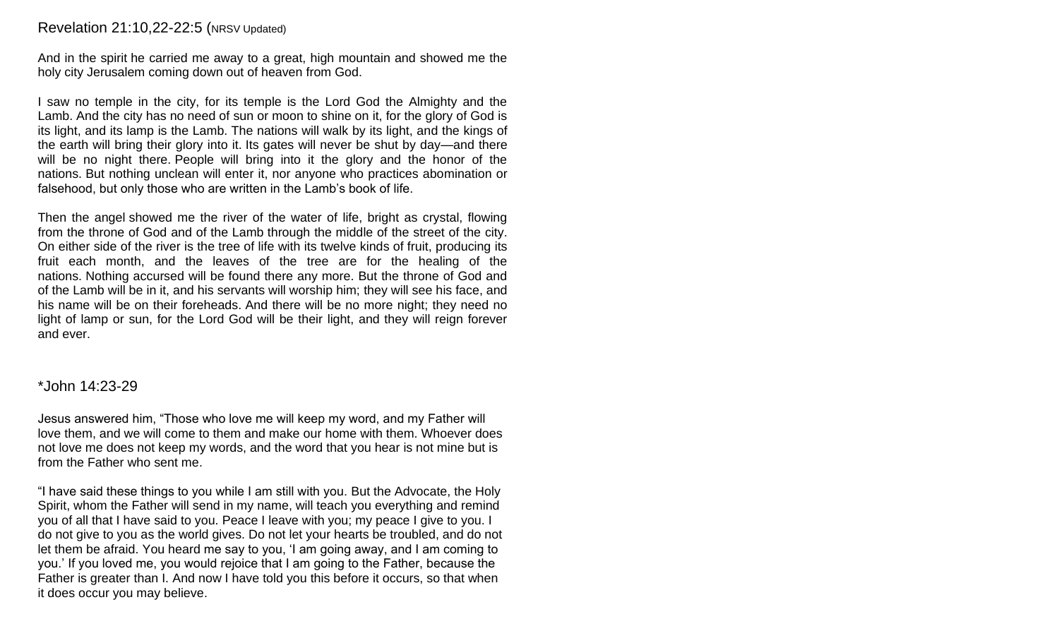Revelation 21:10,22-22:5 (NRSV Updated)

And in the spirit he carried me away to a great, high mountain and showed me the holy city Jerusalem coming down out of heaven from God.

I saw no temple in the city, for its temple is the Lord God the Almighty and the Lamb. And the city has no need of sun or moon to shine on it, for the glory of God is its light, and its lamp is the Lamb. The nations will walk by its light, and the kings of the earth will bring their glory into it. Its gates will never be shut by day—and there will be no night there. People will bring into it the glory and the honor of the nations. But nothing unclean will enter it, nor anyone who practices abomination or falsehood, but only those who are written in the Lamb's book of life.

Then the angel showed me the river of the water of life, bright as crystal, flowing from the throne of God and of the Lamb through the middle of the street of the city. On either side of the river is the tree of life with its twelve kinds of fruit, producing its fruit each month, and the leaves of the tree are for the healing of the nations. Nothing accursed will be found there any more. But the throne of God and of the Lamb will be in it, and his servants will worship him; they will see his face, and his name will be on their foreheads. And there will be no more night; they need no light of lamp or sun, for the Lord God will be their light, and they will reign forever and ever.

*John 14:23-29

Jesus answered him, "Those who love me will keep my word, and my Father will love them, and we will come to them and make our home with them. Whoever does not love me does not keep my words, and the word that you hear is not mine but is from the Father who sent me.

"I have said these things to you while I am still with you. But the Advocate, the Holy Spirit, whom the Father will send in my name, will teach you everything and remind you of all that I have said to you. Peace I leave with you; my peace I give to you. I do not give to you as the world gives. Do not let your hearts be troubled, and do not let them be afraid. You heard me say to you, 'I am going away, and I am coming to you.' If you loved me, you would rejoice that I am going to the Father, because the Father is greater than I. And now I have told you this before it occurs, so that when it does occur you may believe.